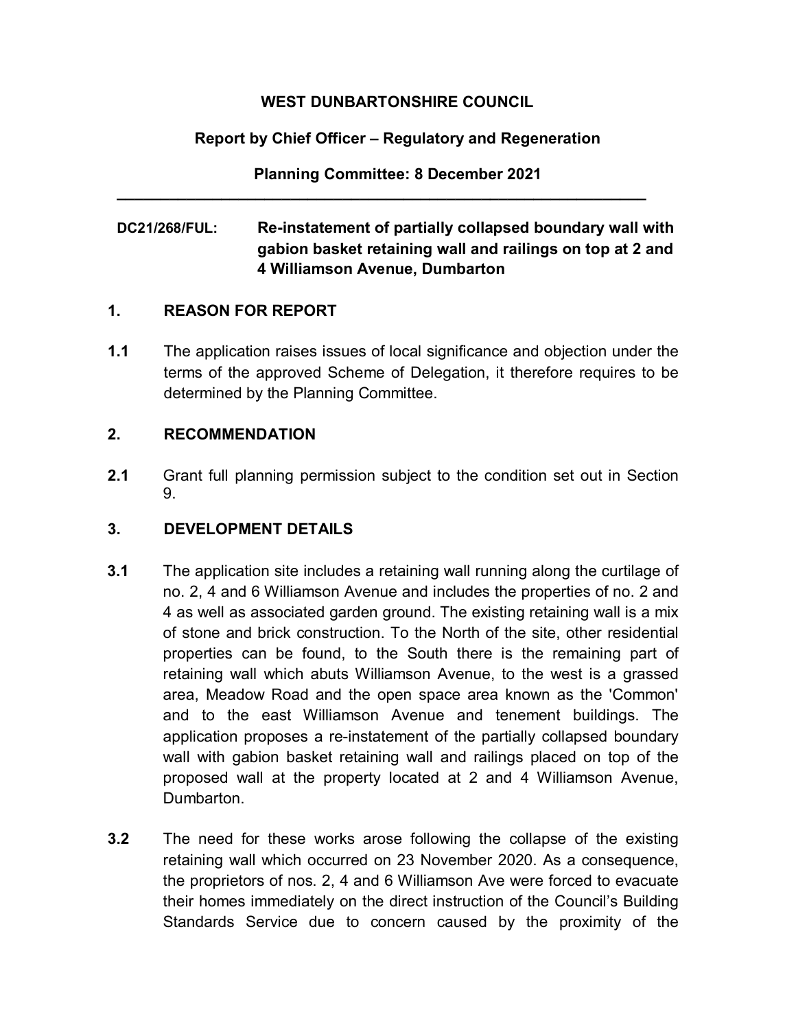**WEST DUNBARTONSHIRE COUNCIL**

**Report by Chief Officer – Regulatory and Regeneration**

**Planning Committee: 8 December 2021**

---

**DC21/268/FUL: Re-instatement of partially collapsed boundary wall with gabion basket retaining wall and railings on top at 2 and 4 Williamson Avenue, Dumbarton**

## 1. REASON FOR REPORT

**1.1** The application raises issues of local significance and objection under the terms of the approved Scheme of Delegation, it therefore requires to be determined by the Planning Committee.

## 2. RECOMMENDATION

**2.1** Grant full planning permission subject to the condition set out in Section 9.

## 3. DEVELOPMENT DETAILS

**3.1** The application site includes a retaining wall running along the curtilage of no. 2, 4 and 6 Williamson Avenue and includes the properties of no. 2 and 4 as well as associated garden ground. The existing retaining wall is a mix of stone and brick construction. To the North of the site, other residential properties can be found, to the South there is the remaining part of retaining wall which abuts Williamson Avenue, to the west is a grassed area, Meadow Road and the open space area known as the 'Common' and to the east Williamson Avenue and tenement buildings. The application proposes a re-instatement of the partially collapsed boundary wall with gabion basket retaining wall and railings placed on top of the proposed wall at the property located at 2 and 4 Williamson Avenue, Dumbarton.

**3.2** The need for these works arose following the collapse of the existing retaining wall which occurred on 23 November 2020. As a consequence, the proprietors of nos. 2, 4 and 6 Williamson Ave were forced to evacuate their homes immediately on the direct instruction of the Council's Building Standards Service due to concern caused by the proximity of the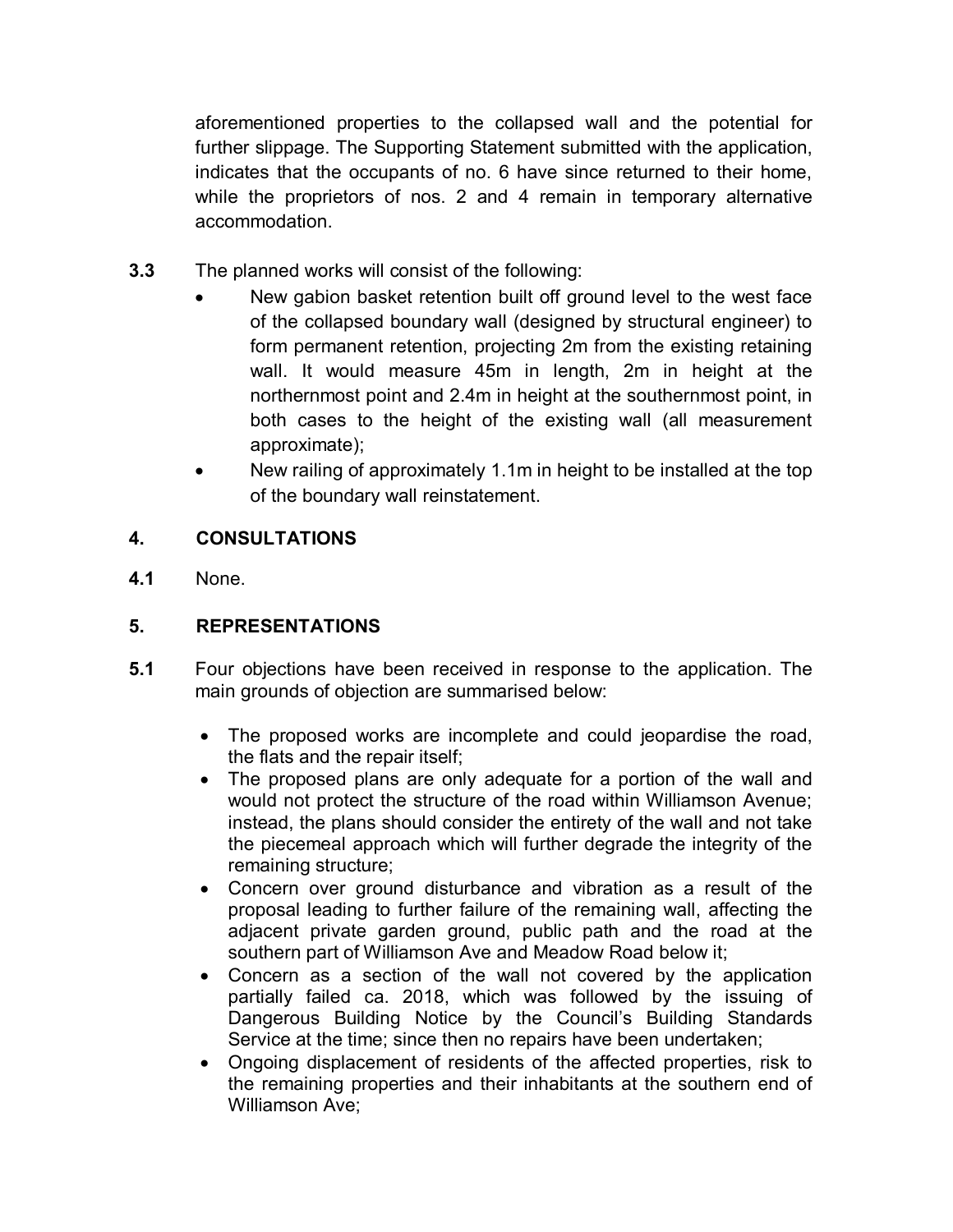aforementioned properties to the collapsed wall and the potential for further slippage. The Supporting Statement submitted with the application, indicates that the occupants of no. 6 have since returned to their home, while the proprietors of nos. 2 and 4 remain in temporary alternative accommodation.

**3.3** The planned works will consist of the following:

- New gabion basket retention built off ground level to the west face of the collapsed boundary wall (designed by structural engineer) to form permanent retention, projecting 2m from the existing retaining wall. It would measure 45m in length, 2m in height at the northernmost point and 2.4m in height at the southernmost point, in both cases to the height of the existing wall (all measurement approximate);
- New railing of approximately 1.1m in height to be installed at the top of the boundary wall reinstatement.

## 4. CONSULTATIONS

**4.1** None.

## 5. REPRESENTATIONS

**5.1** Four objections have been received in response to the application. The main grounds of objection are summarised below:

- The proposed works are incomplete and could jeopardise the road, the flats and the repair itself;
- The proposed plans are only adequate for a portion of the wall and would not protect the structure of the road within Williamson Avenue; instead, the plans should consider the entirety of the wall and not take the piecemeal approach which will further degrade the integrity of the remaining structure;
- Concern over ground disturbance and vibration as a result of the proposal leading to further failure of the remaining wall, affecting the adjacent private garden ground, public path and the road at the southern part of Williamson Ave and Meadow Road below it;
- Concern as a section of the wall not covered by the application partially failed ca. 2018, which was followed by the issuing of Dangerous Building Notice by the Council's Building Standards Service at the time; since then no repairs have been undertaken;
- Ongoing displacement of residents of the affected properties, risk to the remaining properties and their inhabitants at the southern end of Williamson Ave;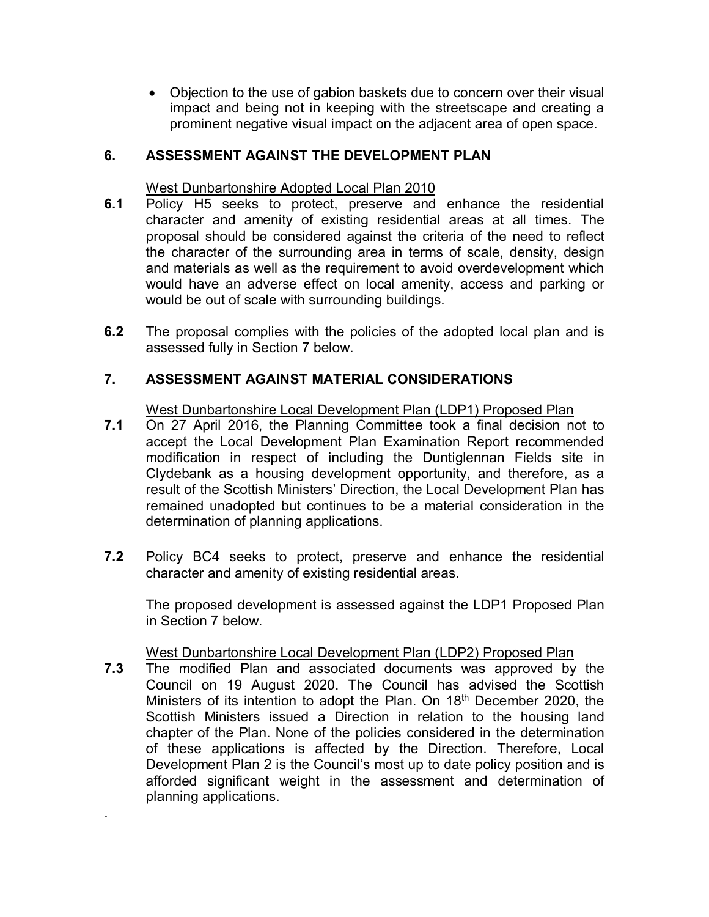- Objection to the use of gabion baskets due to concern over their visual impact and being not in keeping with the streetscape and creating a prominent negative visual impact on the adjacent area of open space.

## 6. ASSESSMENT AGAINST THE DEVELOPMENT PLAN

West Dunbartonshire Adopted Local Plan 2010

**6.1** Policy H5 seeks to protect, preserve and enhance the residential character and amenity of existing residential areas at all times. The proposal should be considered against the criteria of the need to reflect the character of the surrounding area in terms of scale, density, design and materials as well as the requirement to avoid overdevelopment which would have an adverse effect on local amenity, access and parking or would be out of scale with surrounding buildings.

**6.2** The proposal complies with the policies of the adopted local plan and is assessed fully in Section 7 below.

## 7. ASSESSMENT AGAINST MATERIAL CONSIDERATIONS

West Dunbartonshire Local Development Plan (LDP1) Proposed Plan

**7.1** On 27 April 2016, the Planning Committee took a final decision not to accept the Local Development Plan Examination Report recommended modification in respect of including the Duntiglennan Fields site in Clydebank as a housing development opportunity, and therefore, as a result of the Scottish Ministers' Direction, the Local Development Plan has remained unadopted but continues to be a material consideration in the determination of planning applications.

**7.2** Policy BC4 seeks to protect, preserve and enhance the residential character and amenity of existing residential areas.

The proposed development is assessed against the LDP1 Proposed Plan in Section 7 below.

West Dunbartonshire Local Development Plan (LDP2) Proposed Plan

**7.3** The modified Plan and associated documents was approved by the Council on 19 August 2020. The Council has advised the Scottish Ministers of its intention to adopt the Plan. On 18th December 2020, the Scottish Ministers issued a Direction in relation to the housing land chapter of the Plan. None of the policies considered in the determination of these applications is affected by the Direction. Therefore, Local Development Plan 2 is the Council's most up to date policy position and is afforded significant weight in the assessment and determination of planning applications.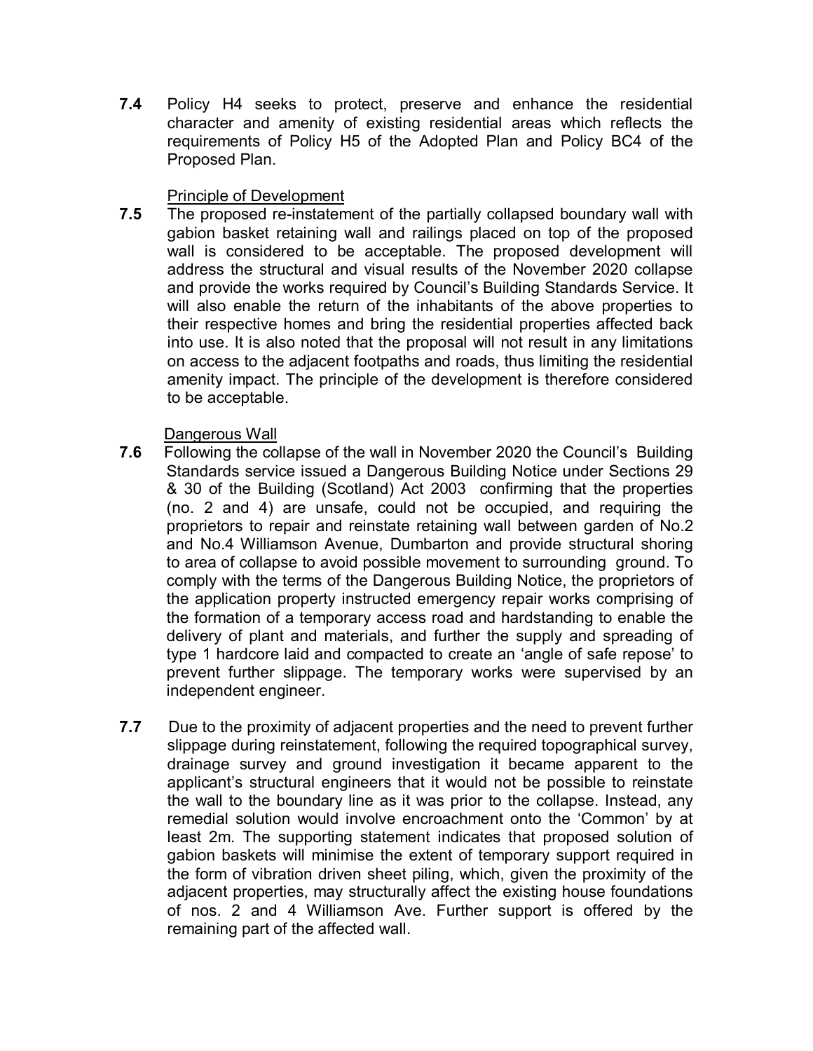**7.4** Policy H4 seeks to protect, preserve and enhance the residential character and amenity of existing residential areas which reflects the requirements of Policy H5 of the Adopted Plan and Policy BC4 of the Proposed Plan.

Principle of Development

**7.5** The proposed re-instatement of the partially collapsed boundary wall with gabion basket retaining wall and railings placed on top of the proposed wall is considered to be acceptable. The proposed development will address the structural and visual results of the November 2020 collapse and provide the works required by Council's Building Standards Service. It will also enable the return of the inhabitants of the above properties to their respective homes and bring the residential properties affected back into use. It is also noted that the proposal will not result in any limitations on access to the adjacent footpaths and roads, thus limiting the residential amenity impact. The principle of the development is therefore considered to be acceptable.

Dangerous Wall

**7.6** Following the collapse of the wall in November 2020 the Council's Building Standards service issued a Dangerous Building Notice under Sections 29 & 30 of the Building (Scotland) Act 2003 confirming that the properties (no. 2 and 4) are unsafe, could not be occupied, and requiring the proprietors to repair and reinstate retaining wall between garden of No.2 and No.4 Williamson Avenue, Dumbarton and provide structural shoring to area of collapse to avoid possible movement to surrounding ground. To comply with the terms of the Dangerous Building Notice, the proprietors of the application property instructed emergency repair works comprising of the formation of a temporary access road and hardstanding to enable the delivery of plant and materials, and further the supply and spreading of type 1 hardcore laid and compacted to create an 'angle of safe repose' to prevent further slippage. The temporary works were supervised by an independent engineer.

**7.7** Due to the proximity of adjacent properties and the need to prevent further slippage during reinstatement, following the required topographical survey, drainage survey and ground investigation it became apparent to the applicant's structural engineers that it would not be possible to reinstate the wall to the boundary line as it was prior to the collapse. Instead, any remedial solution would involve encroachment onto the 'Common' by at least 2m. The supporting statement indicates that proposed solution of gabion baskets will minimise the extent of temporary support required in the form of vibration driven sheet piling, which, given the proximity of the adjacent properties, may structurally affect the existing house foundations of nos. 2 and 4 Williamson Ave. Further support is offered by the remaining part of the affected wall.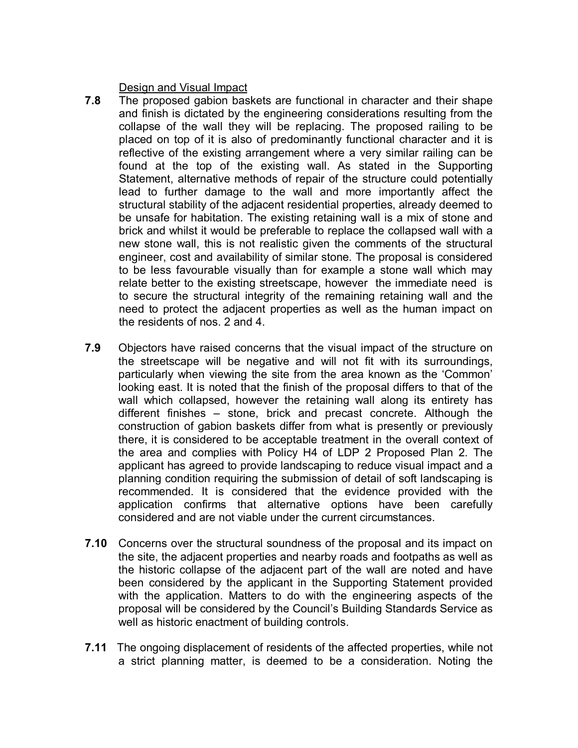Design and Visual Impact

**7.8** The proposed gabion baskets are functional in character and their shape and finish is dictated by the engineering considerations resulting from the collapse of the wall they will be replacing. The proposed railing to be placed on top of it is also of predominantly functional character and it is reflective of the existing arrangement where a very similar railing can be found at the top of the existing wall. As stated in the Supporting Statement, alternative methods of repair of the structure could potentially lead to further damage to the wall and more importantly affect the structural stability of the adjacent residential properties, already deemed to be unsafe for habitation. The existing retaining wall is a mix of stone and brick and whilst it would be preferable to replace the collapsed wall with a new stone wall, this is not realistic given the comments of the structural engineer, cost and availability of similar stone. The proposal is considered to be less favourable visually than for example a stone wall which may relate better to the existing streetscape, however the immediate need is to secure the structural integrity of the remaining retaining wall and the need to protect the adjacent properties as well as the human impact on the residents of nos. 2 and 4.

**7.9** Objectors have raised concerns that the visual impact of the structure on the streetscape will be negative and will not fit with its surroundings, particularly when viewing the site from the area known as the 'Common' looking east. It is noted that the finish of the proposal differs to that of the wall which collapsed, however the retaining wall along its entirety has different finishes – stone, brick and precast concrete. Although the construction of gabion baskets differ from what is presently or previously there, it is considered to be acceptable treatment in the overall context of the area and complies with Policy H4 of LDP 2 Proposed Plan 2. The applicant has agreed to provide landscaping to reduce visual impact and a planning condition requiring the submission of detail of soft landscaping is recommended. It is considered that the evidence provided with the application confirms that alternative options have been carefully considered and are not viable under the current circumstances.

**7.10** Concerns over the structural soundness of the proposal and its impact on the site, the adjacent properties and nearby roads and footpaths as well as the historic collapse of the adjacent part of the wall are noted and have been considered by the applicant in the Supporting Statement provided with the application. Matters to do with the engineering aspects of the proposal will be considered by the Council's Building Standards Service as well as historic enactment of building controls.

**7.11** The ongoing displacement of residents of the affected properties, while not a strict planning matter, is deemed to be a consideration. Noting the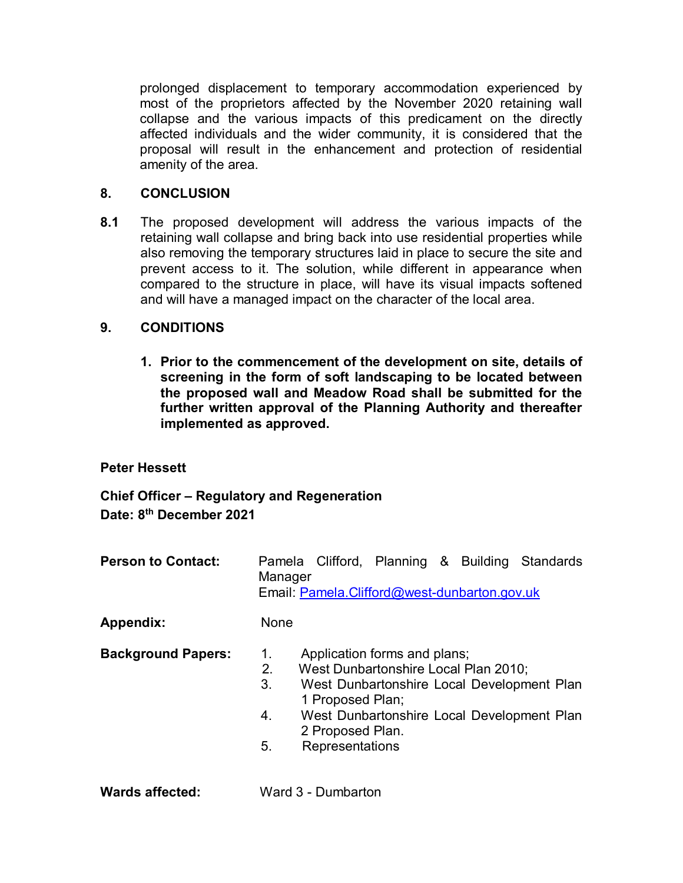prolonged displacement to temporary accommodation experienced by most of the proprietors affected by the November 2020 retaining wall collapse and the various impacts of this predicament on the directly affected individuals and the wider community, it is considered that the proposal will result in the enhancement and protection of residential amenity of the area.

## 8. CONCLUSION

**8.1** The proposed development will address the various impacts of the retaining wall collapse and bring back into use residential properties while also removing the temporary structures laid in place to secure the site and prevent access to it. The solution, while different in appearance when compared to the structure in place, will have its visual impacts softened and will have a managed impact on the character of the local area.

## 9. CONDITIONS

1. **Prior to the commencement of the development on site, details of screening in the form of soft landscaping to be located between the proposed wall and Meadow Road shall be submitted for the further written approval of the Planning Authority and thereafter implemented as approved.**

**Peter Hessett**

**Chief Officer – Regulatory and Regeneration**
**Date: 8th December 2021**

**Person to Contact:** Pamela Clifford, Planning & Building Standards Manager
Email: Pamela.Clifford@west-dunbarton.gov.uk

**Appendix:** None

**Background Papers:**
1. Application forms and plans;
2. West Dunbartonshire Local Plan 2010;
3. West Dunbartonshire Local Development Plan 1 Proposed Plan;
4. West Dunbartonshire Local Development Plan 2 Proposed Plan.
5. Representations

**Wards affected:** Ward 3 - Dumbarton